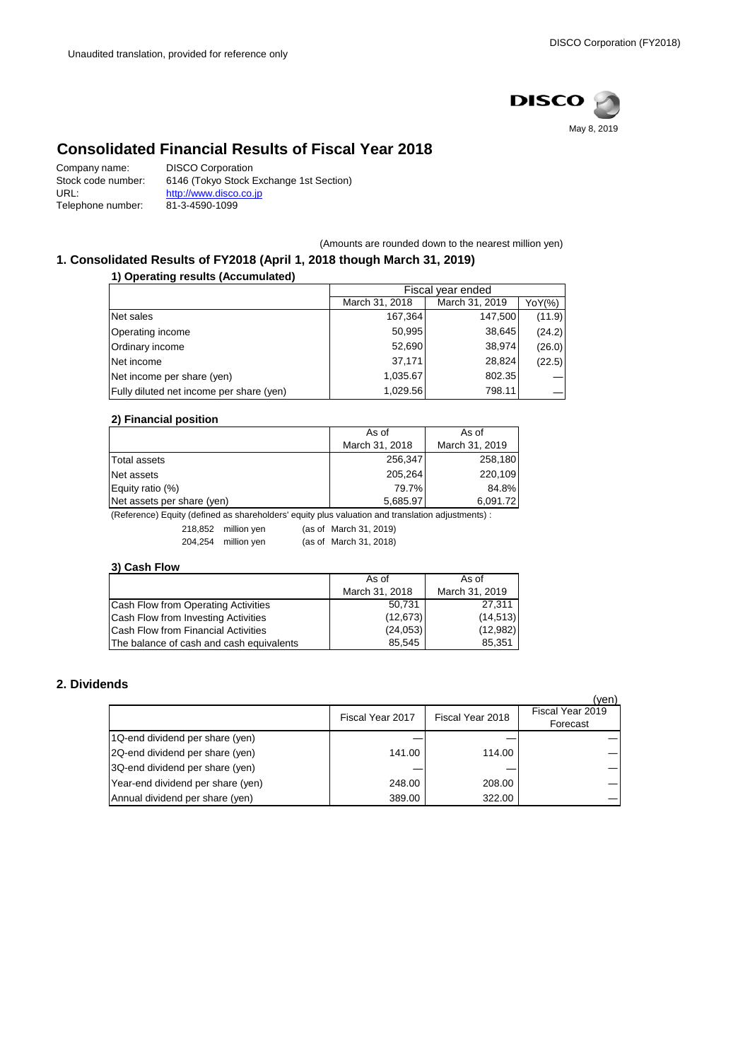Unaudited translation, provided for reference only

DISCO

May 8, 2019

# Consolidated Financial Results of Fiscal Year 2018

Company name: DISCO Corporation
Stock code number: 6146 (Tokyo Stock Exchange 1st Section)
URL: http://www.disco.co.jp
Telephone number: 81-3-4590-1099

(Amounts are rounded down to the nearest million yen)

## 1. Consolidated Results of FY2018 (April 1, 2018 though March 31, 2019)

### 1) Operating results (Accumulated)

| | Fiscal year ended | | |
|---|---|---|---|
| | March 31, 2018 | March 31, 2019 | YoY(%) |
| Net sales | 167,364 | 147,500 | (11.9) |
| Operating income | 50,995 | 38,645 | (24.2) |
| Ordinary income | 52,690 | 38,974 | (26.0) |
| Net income | 37,171 | 28,824 | (22.5) |
| Net income per share (yen) | 1,035.67 | 802.35 | — |
| Fully diluted net income per share (yen) | 1,029.56 | 798.11 | — |

### 2) Financial position

| | As of March 31, 2018 | As of March 31, 2019 |
|---|---|---|
| Total assets | 256,347 | 258,180 |
| Net assets | 205,264 | 220,109 |
| Equity ratio (%) | 79.7% | 84.8% |
| Net assets per share (yen) | 5,685.97 | 6,091.72 |

(Reference) Equity (defined as shareholders' equity plus valuation and translation adjustments) :

218,852 million yen (as of March 31, 2019)
204,254 million yen (as of March 31, 2018)

### 3) Cash Flow

| | As of March 31, 2018 | As of March 31, 2019 |
|---|---|---|
| Cash Flow from Operating Activities | 50,731 | 27,311 |
| Cash Flow from Investing Activities | (12,673) | (14,513) |
| Cash Flow from Financial Activities | (24,053) | (12,982) |
| The balance of cash and cash equivalents | 85,545 | 85,351 |

## 2. Dividends

(yen)

| | Fiscal Year 2017 | Fiscal Year 2018 | Fiscal Year 2019 Forecast |
|---|---|---|---|
| 1Q-end dividend per share (yen) | — | — | — |
| 2Q-end dividend per share (yen) | 141.00 | 114.00 | — |
| 3Q-end dividend per share (yen) | — | — | — |
| Year-end dividend per share (yen) | 248.00 | 208.00 | — |
| Annual dividend per share (yen) | 389.00 | 322.00 | — |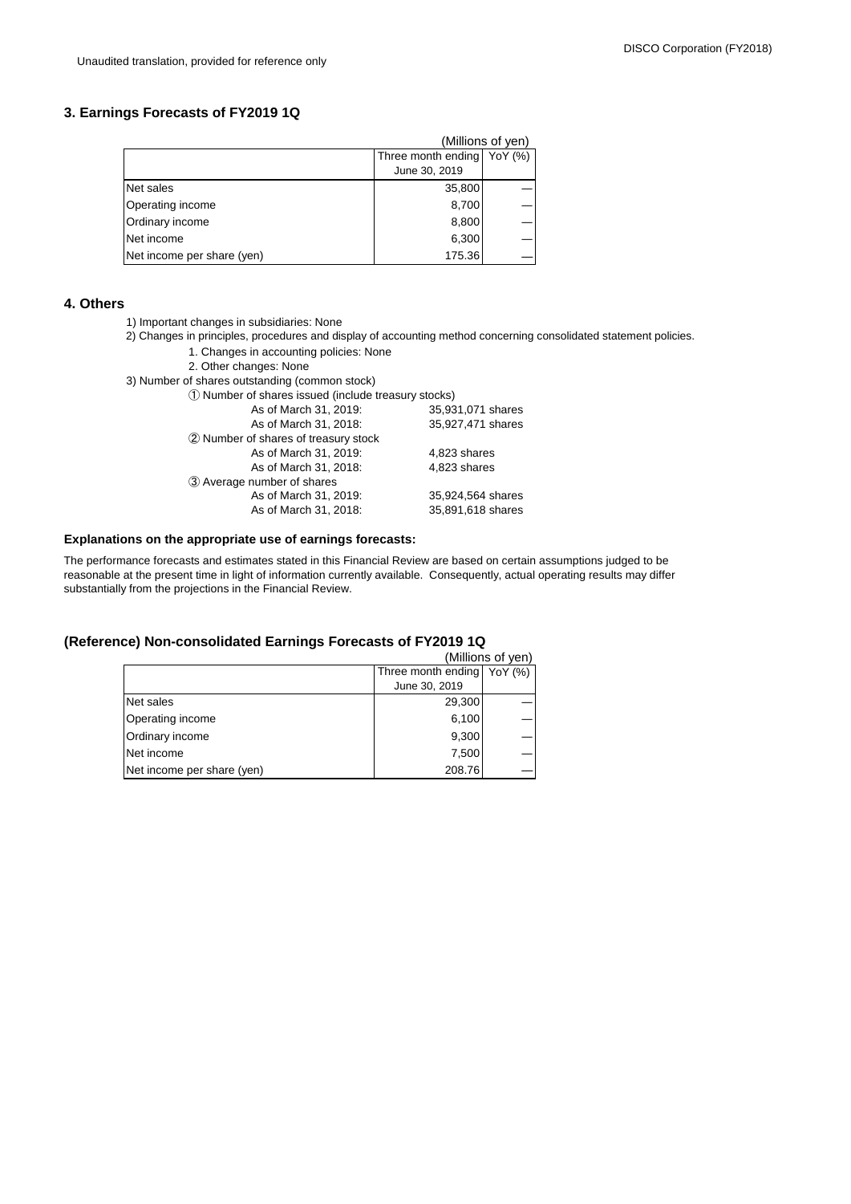Unaudited translation, provided for reference only

## 3. Earnings Forecasts of FY2019 1Q

(Millions of yen)

| | Three month ending June 30, 2019 | YoY (%) |
|---|---|---|
| Net sales | 35,800 | — |
| Operating income | 8,700 | — |
| Ordinary income | 8,800 | — |
| Net income | 6,300 | — |
| Net income per share (yen) | 175.36 | — |

## 4. Others

1) Important changes in subsidiaries: None

2) Changes in principles, procedures and display of accounting method concerning consolidated statement policies.

- 1. Changes in accounting policies: None
- 2. Other changes: None

3) Number of shares outstanding (common stock)

① Number of shares issued (include treasury stocks)

| | |
|---|---|
| As of March 31, 2019: | 35,931,071 shares |
| As of March 31, 2018: | 35,927,471 shares |

② Number of shares of treasury stock

| | |
|---|---|
| As of March 31, 2019: | 4,823 shares |
| As of March 31, 2018: | 4,823 shares |

③ Average number of shares

| | |
|---|---|
| As of March 31, 2019: | 35,924,564 shares |
| As of March 31, 2018: | 35,891,618 shares |

### Explanations on the appropriate use of earnings forecasts:

The performance forecasts and estimates stated in this Financial Review are based on certain assumptions judged to be reasonable at the present time in light of information currently available. Consequently, actual operating results may differ substantially from the projections in the Financial Review.

## (Reference) Non-consolidated Earnings Forecasts of FY2019 1Q

(Millions of yen)

| | Three month ending June 30, 2019 | YoY (%) |
|---|---|---|
| Net sales | 29,300 | — |
| Operating income | 6,100 | — |
| Ordinary income | 9,300 | — |
| Net income | 7,500 | — |
| Net income per share (yen) | 208.76 | — |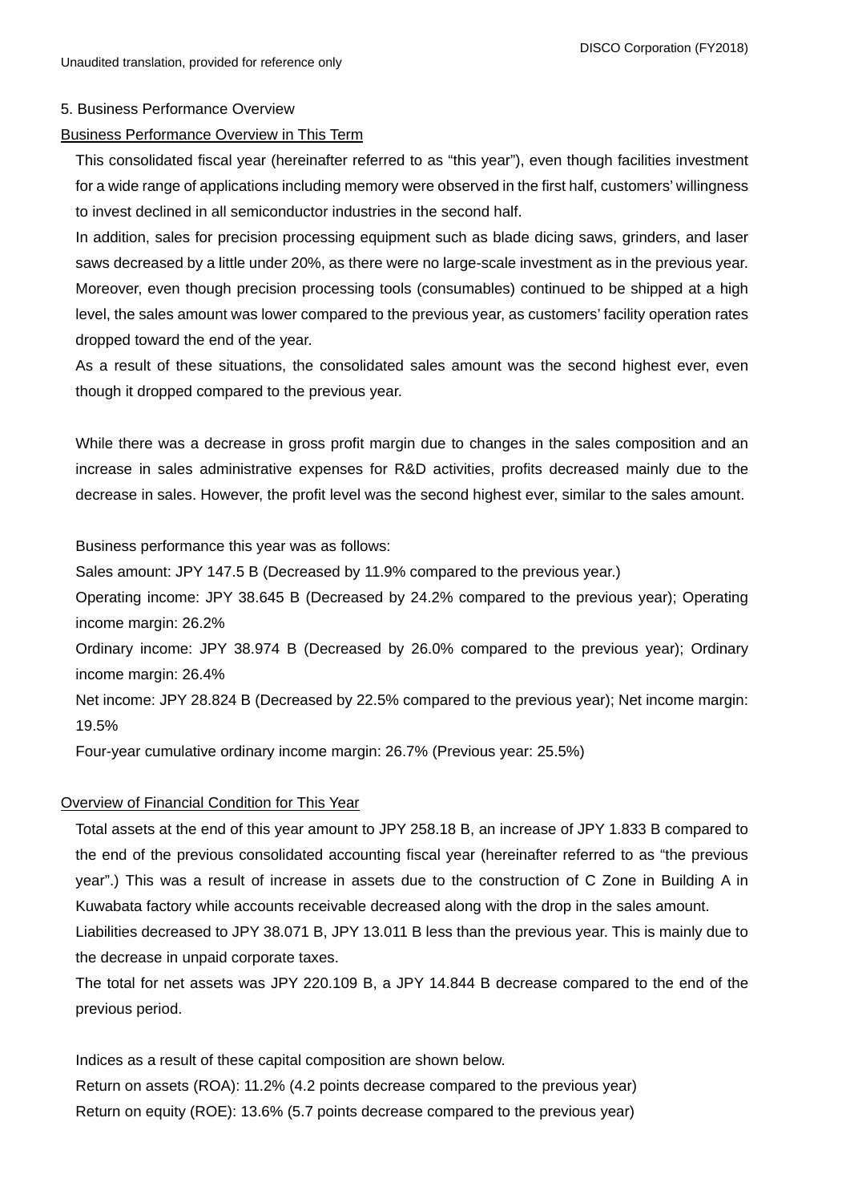## 5. Business Performance Overview

### Business Performance Overview in This Term

This consolidated fiscal year (hereinafter referred to as "this year"), even though facilities investment for a wide range of applications including memory were observed in the first half, customers' willingness to invest declined in all semiconductor industries in the second half.

In addition, sales for precision processing equipment such as blade dicing saws, grinders, and laser saws decreased by a little under 20%, as there were no large-scale investment as in the previous year. Moreover, even though precision processing tools (consumables) continued to be shipped at a high level, the sales amount was lower compared to the previous year, as customers' facility operation rates dropped toward the end of the year.

As a result of these situations, the consolidated sales amount was the second highest ever, even though it dropped compared to the previous year.

While there was a decrease in gross profit margin due to changes in the sales composition and an increase in sales administrative expenses for R&D activities, profits decreased mainly due to the decrease in sales. However, the profit level was the second highest ever, similar to the sales amount.

Business performance this year was as follows:

Sales amount: JPY 147.5 B (Decreased by 11.9% compared to the previous year.)

Operating income: JPY 38.645 B (Decreased by 24.2% compared to the previous year); Operating income margin: 26.2%

Ordinary income: JPY 38.974 B (Decreased by 26.0% compared to the previous year); Ordinary income margin: 26.4%

Net income: JPY 28.824 B (Decreased by 22.5% compared to the previous year); Net income margin: 19.5%

Four-year cumulative ordinary income margin: 26.7% (Previous year: 25.5%)

### Overview of Financial Condition for This Year

Total assets at the end of this year amount to JPY 258.18 B, an increase of JPY 1.833 B compared to the end of the previous consolidated accounting fiscal year (hereinafter referred to as "the previous year".) This was a result of increase in assets due to the construction of C Zone in Building A in Kuwabata factory while accounts receivable decreased along with the drop in the sales amount.

Liabilities decreased to JPY 38.071 B, JPY 13.011 B less than the previous year. This is mainly due to the decrease in unpaid corporate taxes.

The total for net assets was JPY 220.109 B, a JPY 14.844 B decrease compared to the end of the previous period.

Indices as a result of these capital composition are shown below.

Return on assets (ROA): 11.2% (4.2 points decrease compared to the previous year)

Return on equity (ROE): 13.6% (5.7 points decrease compared to the previous year)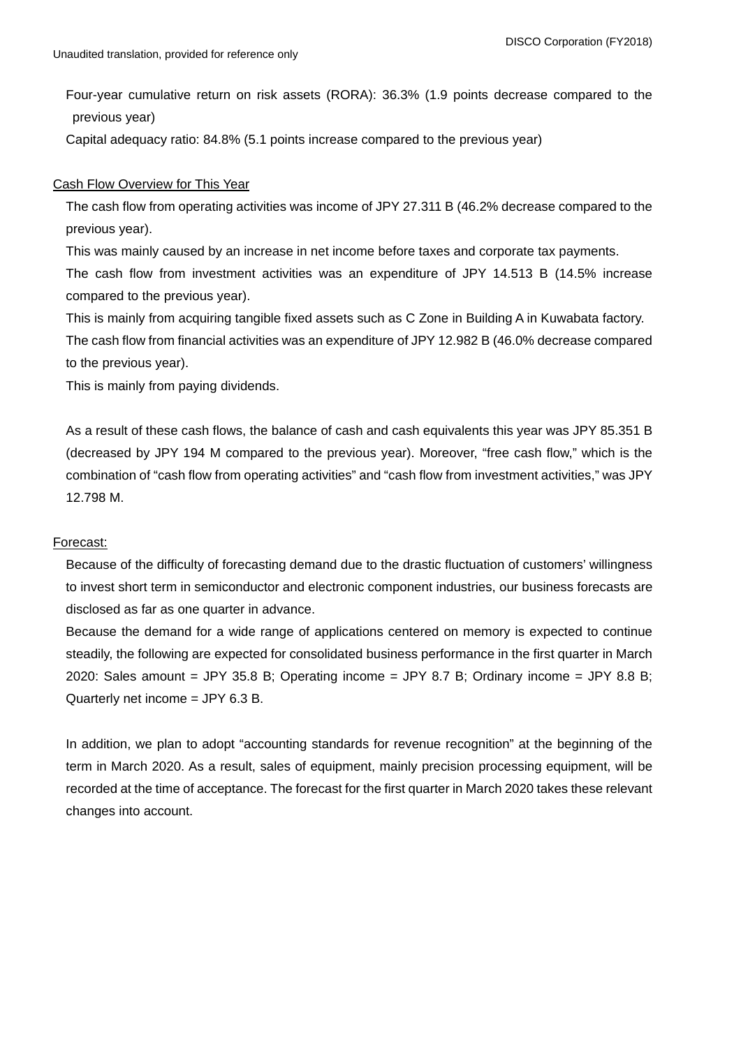Four-year cumulative return on risk assets (RORA): 36.3% (1.9 points decrease compared to the previous year)

Capital adequacy ratio: 84.8% (5.1 points increase compared to the previous year)

Cash Flow Overview for This Year

The cash flow from operating activities was income of JPY 27.311 B (46.2% decrease compared to the previous year).

This was mainly caused by an increase in net income before taxes and corporate tax payments.

The cash flow from investment activities was an expenditure of JPY 14.513 B (14.5% increase compared to the previous year).

This is mainly from acquiring tangible fixed assets such as C Zone in Building A in Kuwabata factory.

The cash flow from financial activities was an expenditure of JPY 12.982 B (46.0% decrease compared to the previous year).

This is mainly from paying dividends.

As a result of these cash flows, the balance of cash and cash equivalents this year was JPY 85.351 B (decreased by JPY 194 M compared to the previous year). Moreover, "free cash flow," which is the combination of "cash flow from operating activities" and "cash flow from investment activities," was JPY 12.798 M.

Forecast:

Because of the difficulty of forecasting demand due to the drastic fluctuation of customers' willingness to invest short term in semiconductor and electronic component industries, our business forecasts are disclosed as far as one quarter in advance.

Because the demand for a wide range of applications centered on memory is expected to continue steadily, the following are expected for consolidated business performance in the first quarter in March 2020: Sales amount = JPY 35.8 B; Operating income = JPY 8.7 B; Ordinary income = JPY 8.8 B; Quarterly net income = JPY 6.3 B.

In addition, we plan to adopt "accounting standards for revenue recognition" at the beginning of the term in March 2020. As a result, sales of equipment, mainly precision processing equipment, will be recorded at the time of acceptance. The forecast for the first quarter in March 2020 takes these relevant changes into account.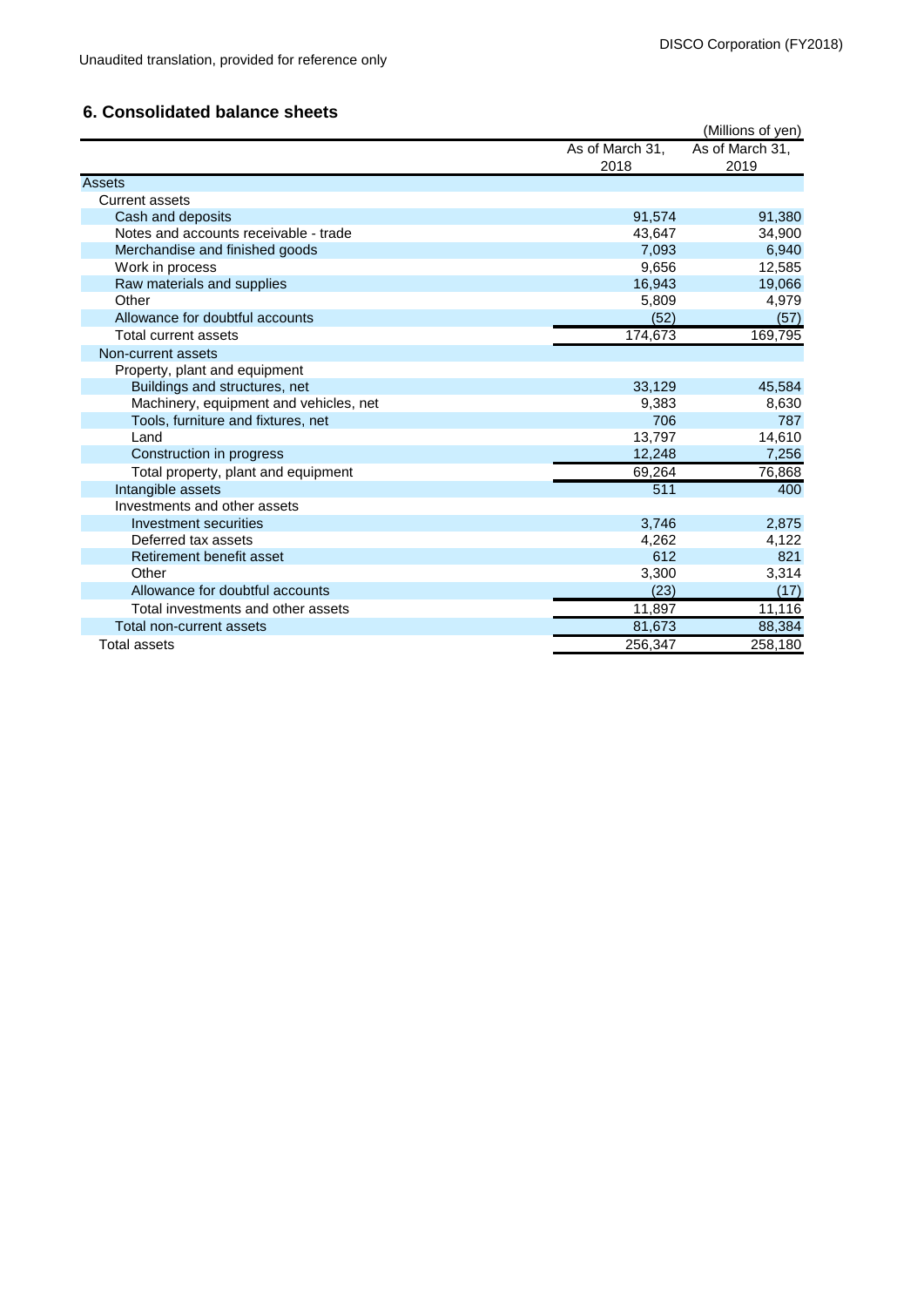Unaudited translation, provided for reference only

## 6. Consolidated balance sheets

(Millions of yen)

| | As of March 31, 2018 | As of March 31, 2019 |
|---|---|---|
| Assets | | |
| Current assets | | |
| Cash and deposits | 91,574 | 91,380 |
| Notes and accounts receivable - trade | 43,647 | 34,900 |
| Merchandise and finished goods | 7,093 | 6,940 |
| Work in process | 9,656 | 12,585 |
| Raw materials and supplies | 16,943 | 19,066 |
| Other | 5,809 | 4,979 |
| Allowance for doubtful accounts | (52) | (57) |
| Total current assets | 174,673 | 169,795 |
| Non-current assets | | |
| Property, plant and equipment | | |
| Buildings and structures, net | 33,129 | 45,584 |
| Machinery, equipment and vehicles, net | 9,383 | 8,630 |
| Tools, furniture and fixtures, net | 706 | 787 |
| Land | 13,797 | 14,610 |
| Construction in progress | 12,248 | 7,256 |
| Total property, plant and equipment | 69,264 | 76,868 |
| Intangible assets | 511 | 400 |
| Investments and other assets | | |
| Investment securities | 3,746 | 2,875 |
| Deferred tax assets | 4,262 | 4,122 |
| Retirement benefit asset | 612 | 821 |
| Other | 3,300 | 3,314 |
| Allowance for doubtful accounts | (23) | (17) |
| Total investments and other assets | 11,897 | 11,116 |
| Total non-current assets | 81,673 | 88,384 |
| Total assets | 256,347 | 258,180 |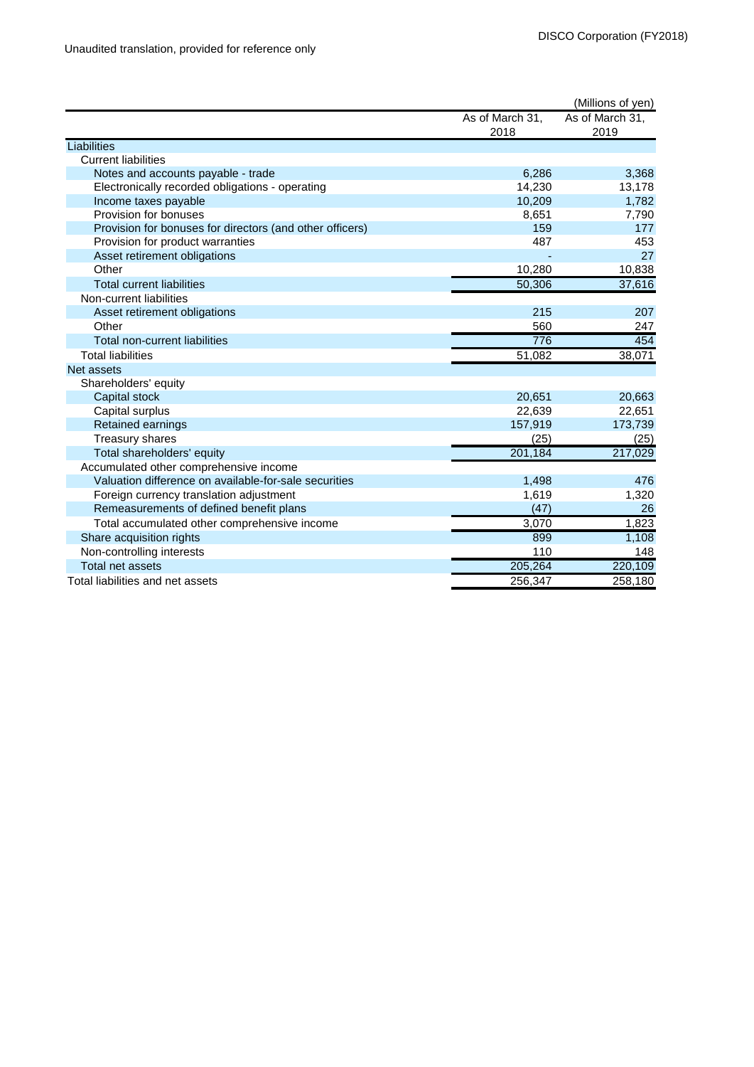Unaudited translation, provided for reference only

(Millions of yen)

| | As of March 31, 2018 | As of March 31, 2019 |
|---|---|---|
| Liabilities | | |
| Current liabilities | | |
| Notes and accounts payable - trade | 6,286 | 3,368 |
| Electronically recorded obligations - operating | 14,230 | 13,178 |
| Income taxes payable | 10,209 | 1,782 |
| Provision for bonuses | 8,651 | 7,790 |
| Provision for bonuses for directors (and other officers) | 159 | 177 |
| Provision for product warranties | 487 | 453 |
| Asset retirement obligations | - | 27 |
| Other | 10,280 | 10,838 |
| Total current liabilities | 50,306 | 37,616 |
| Non-current liabilities | | |
| Asset retirement obligations | 215 | 207 |
| Other | 560 | 247 |
| Total non-current liabilities | 776 | 454 |
| Total liabilities | 51,082 | 38,071 |
| Net assets | | |
| Shareholders' equity | | |
| Capital stock | 20,651 | 20,663 |
| Capital surplus | 22,639 | 22,651 |
| Retained earnings | 157,919 | 173,739 |
| Treasury shares | (25) | (25) |
| Total shareholders' equity | 201,184 | 217,029 |
| Accumulated other comprehensive income | | |
| Valuation difference on available-for-sale securities | 1,498 | 476 |
| Foreign currency translation adjustment | 1,619 | 1,320 |
| Remeasurements of defined benefit plans | (47) | 26 |
| Total accumulated other comprehensive income | 3,070 | 1,823 |
| Share acquisition rights | 899 | 1,108 |
| Non-controlling interests | 110 | 148 |
| Total net assets | 205,264 | 220,109 |
| Total liabilities and net assets | 256,347 | 258,180 |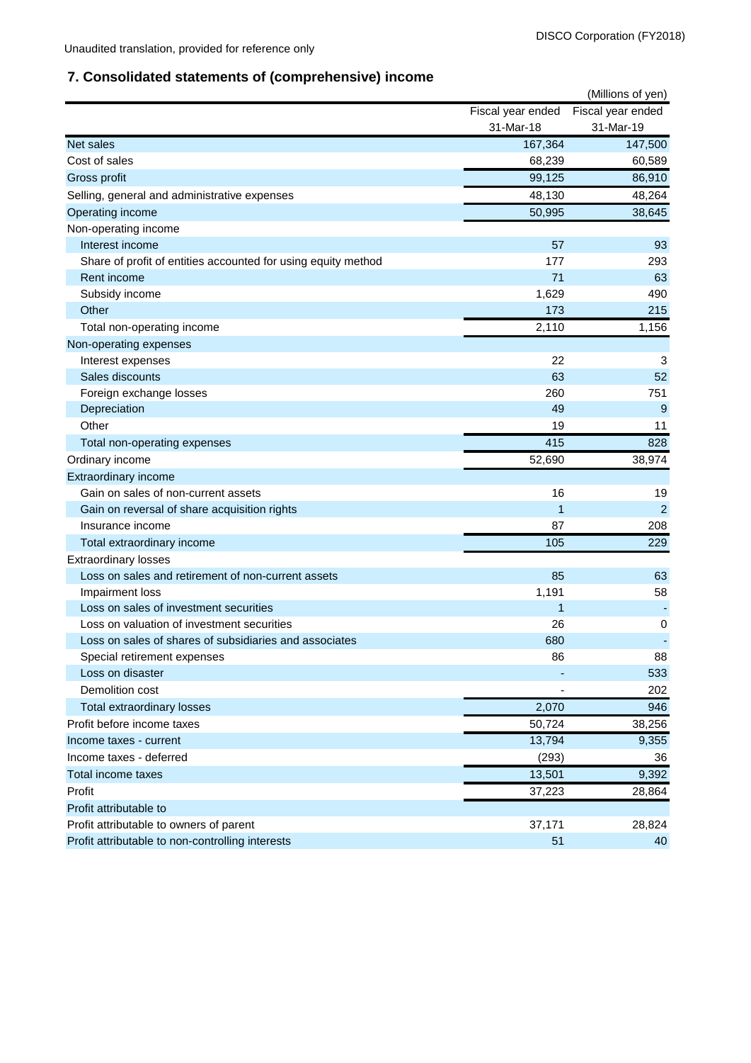Unaudited translation, provided for reference only

## 7. Consolidated statements of (comprehensive) income

(Millions of yen)

| | Fiscal year ended 31-Mar-18 | Fiscal year ended 31-Mar-19 |
|---|---|---|
| Net sales | 167,364 | 147,500 |
| Cost of sales | 68,239 | 60,589 |
| Gross profit | 99,125 | 86,910 |
| Selling, general and administrative expenses | 48,130 | 48,264 |
| Operating income | 50,995 | 38,645 |
| Non-operating income | | |
| Interest income | 57 | 93 |
| Share of profit of entities accounted for using equity method | 177 | 293 |
| Rent income | 71 | 63 |
| Subsidy income | 1,629 | 490 |
| Other | 173 | 215 |
| Total non-operating income | 2,110 | 1,156 |
| Non-operating expenses | | |
| Interest expenses | 22 | 3 |
| Sales discounts | 63 | 52 |
| Foreign exchange losses | 260 | 751 |
| Depreciation | 49 | 9 |
| Other | 19 | 11 |
| Total non-operating expenses | 415 | 828 |
| Ordinary income | 52,690 | 38,974 |
| Extraordinary income | | |
| Gain on sales of non-current assets | 16 | 19 |
| Gain on reversal of share acquisition rights | 1 | 2 |
| Insurance income | 87 | 208 |
| Total extraordinary income | 105 | 229 |
| Extraordinary losses | | |
| Loss on sales and retirement of non-current assets | 85 | 63 |
| Impairment loss | 1,191 | 58 |
| Loss on sales of investment securities | 1 | - |
| Loss on valuation of investment securities | 26 | 0 |
| Loss on sales of shares of subsidiaries and associates | 680 | - |
| Special retirement expenses | 86 | 88 |
| Loss on disaster | - | 533 |
| Demolition cost | - | 202 |
| Total extraordinary losses | 2,070 | 946 |
| Profit before income taxes | 50,724 | 38,256 |
| Income taxes - current | 13,794 | 9,355 |
| Income taxes - deferred | (293) | 36 |
| Total income taxes | 13,501 | 9,392 |
| Profit | 37,223 | 28,864 |
| Profit attributable to | | |
| Profit attributable to owners of parent | 37,171 | 28,824 |
| Profit attributable to non-controlling interests | 51 | 40 |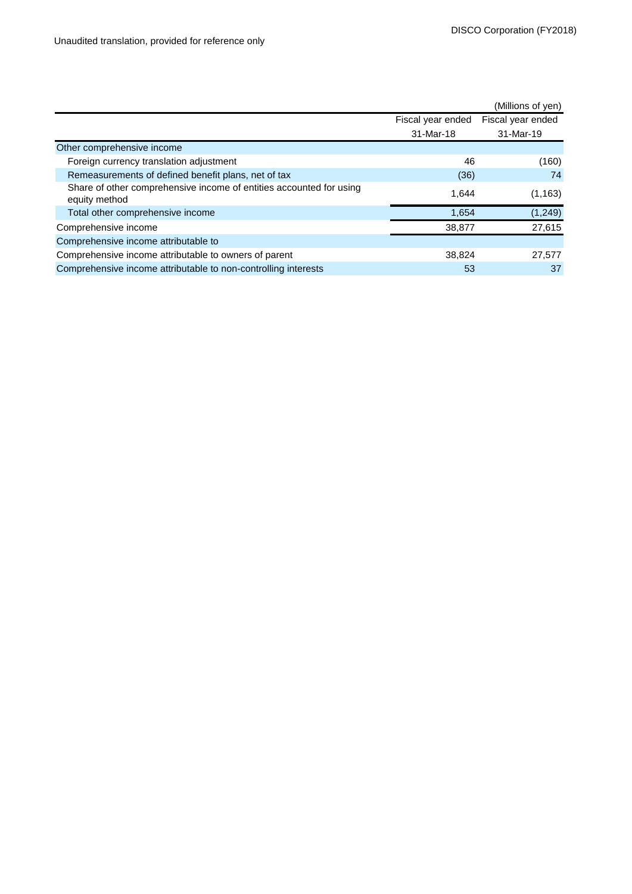Unaudited translation, provided for reference only

(Millions of yen)

| | Fiscal year ended 31-Mar-18 | Fiscal year ended 31-Mar-19 |
|---|---|---|
| Other comprehensive income | | |
| Foreign currency translation adjustment | 46 | (160) |
| Remeasurements of defined benefit plans, net of tax | (36) | 74 |
| Share of other comprehensive income of entities accounted for using equity method | 1,644 | (1,163) |
| Total other comprehensive income | 1,654 | (1,249) |
| Comprehensive income | 38,877 | 27,615 |
| Comprehensive income attributable to | | |
| Comprehensive income attributable to owners of parent | 38,824 | 27,577 |
| Comprehensive income attributable to non-controlling interests | 53 | 37 |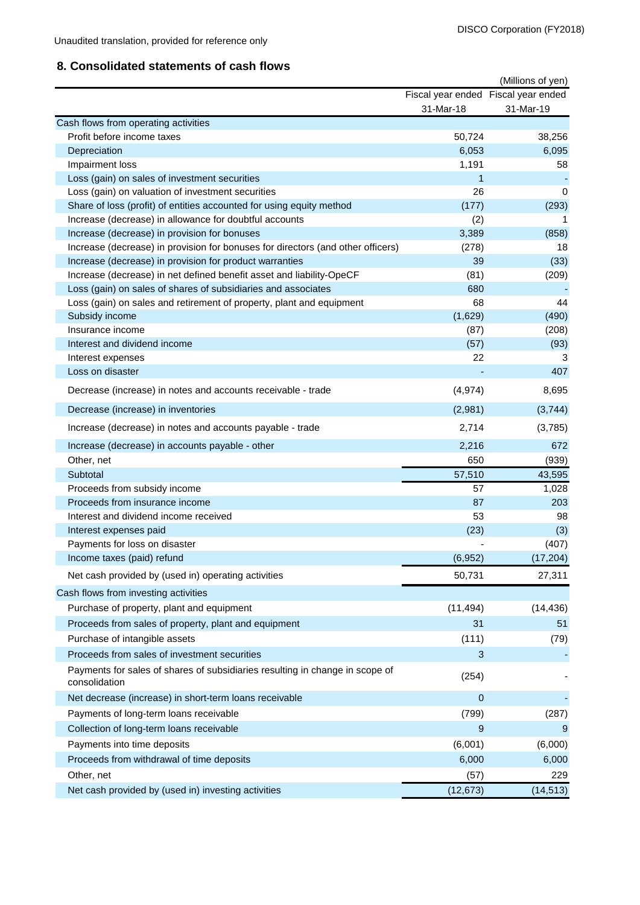Unaudited translation, provided for reference only

## 8. Consolidated statements of cash flows

(Millions of yen)

| | Fiscal year ended 31-Mar-18 | Fiscal year ended 31-Mar-19 |
|---|---|---|
| Cash flows from operating activities | | |
| Profit before income taxes | 50,724 | 38,256 |
| Depreciation | 6,053 | 6,095 |
| Impairment loss | 1,191 | 58 |
| Loss (gain) on sales of investment securities | 1 | - |
| Loss (gain) on valuation of investment securities | 26 | 0 |
| Share of loss (profit) of entities accounted for using equity method | (177) | (293) |
| Increase (decrease) in allowance for doubtful accounts | (2) | 1 |
| Increase (decrease) in provision for bonuses | 3,389 | (858) |
| Increase (decrease) in provision for bonuses for directors (and other officers) | (278) | 18 |
| Increase (decrease) in provision for product warranties | 39 | (33) |
| Increase (decrease) in net defined benefit asset and liability-OpeCF | (81) | (209) |
| Loss (gain) on sales of shares of subsidiaries and associates | 680 | - |
| Loss (gain) on sales and retirement of property, plant and equipment | 68 | 44 |
| Subsidy income | (1,629) | (490) |
| Insurance income | (87) | (208) |
| Interest and dividend income | (57) | (93) |
| Interest expenses | 22 | 3 |
| Loss on disaster | - | 407 |
| Decrease (increase) in notes and accounts receivable - trade | (4,974) | 8,695 |
| Decrease (increase) in inventories | (2,981) | (3,744) |
| Increase (decrease) in notes and accounts payable - trade | 2,714 | (3,785) |
| Increase (decrease) in accounts payable - other | 2,216 | 672 |
| Other, net | 650 | (939) |
| Subtotal | 57,510 | 43,595 |
| Proceeds from subsidy income | 57 | 1,028 |
| Proceeds from insurance income | 87 | 203 |
| Interest and dividend income received | 53 | 98 |
| Interest expenses paid | (23) | (3) |
| Payments for loss on disaster | - | (407) |
| Income taxes (paid) refund | (6,952) | (17,204) |
| Net cash provided by (used in) operating activities | 50,731 | 27,311 |
| Cash flows from investing activities | | |
| Purchase of property, plant and equipment | (11,494) | (14,436) |
| Proceeds from sales of property, plant and equipment | 31 | 51 |
| Purchase of intangible assets | (111) | (79) |
| Proceeds from sales of investment securities | 3 | - |
| Payments for sales of shares of subsidiaries resulting in change in scope of consolidation | (254) | - |
| Net decrease (increase) in short-term loans receivable | 0 | - |
| Payments of long-term loans receivable | (799) | (287) |
| Collection of long-term loans receivable | 9 | 9 |
| Payments into time deposits | (6,001) | (6,000) |
| Proceeds from withdrawal of time deposits | 6,000 | 6,000 |
| Other, net | (57) | 229 |
| Net cash provided by (used in) investing activities | (12,673) | (14,513) |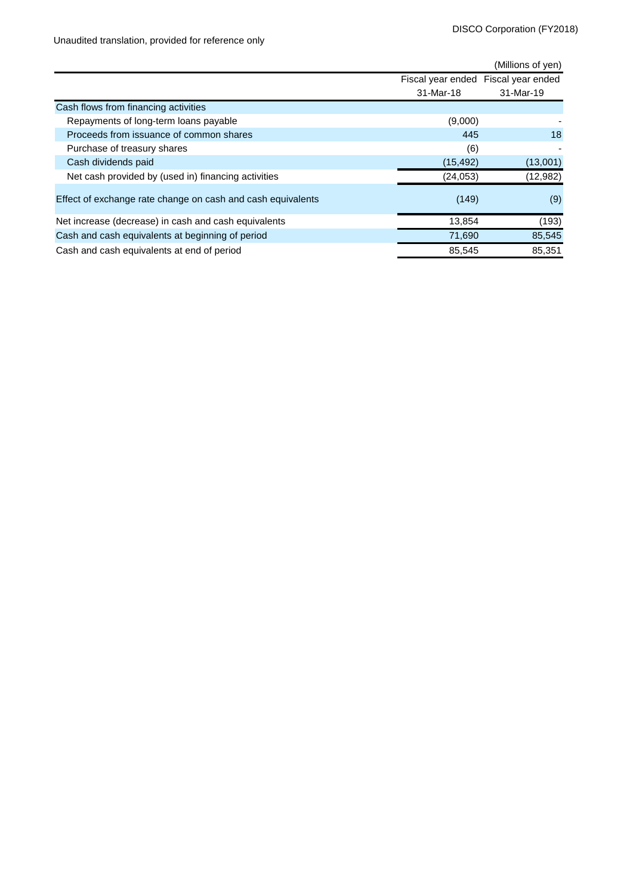Unaudited translation, provided for reference only

DISCO Corporation (FY2018)

(Millions of yen)

| | Fiscal year ended 31-Mar-18 | Fiscal year ended 31-Mar-19 |
|---|---|---|
| Cash flows from financing activities | | |
| Repayments of long-term loans payable | (9,000) | - |
| Proceeds from issuance of common shares | 445 | 18 |
| Purchase of treasury shares | (6) | - |
| Cash dividends paid | (15,492) | (13,001) |
| Net cash provided by (used in) financing activities | (24,053) | (12,982) |
| Effect of exchange rate change on cash and cash equivalents | (149) | (9) |
| Net increase (decrease) in cash and cash equivalents | 13,854 | (193) |
| Cash and cash equivalents at beginning of period | 71,690 | 85,545 |
| Cash and cash equivalents at end of period | 85,545 | 85,351 |